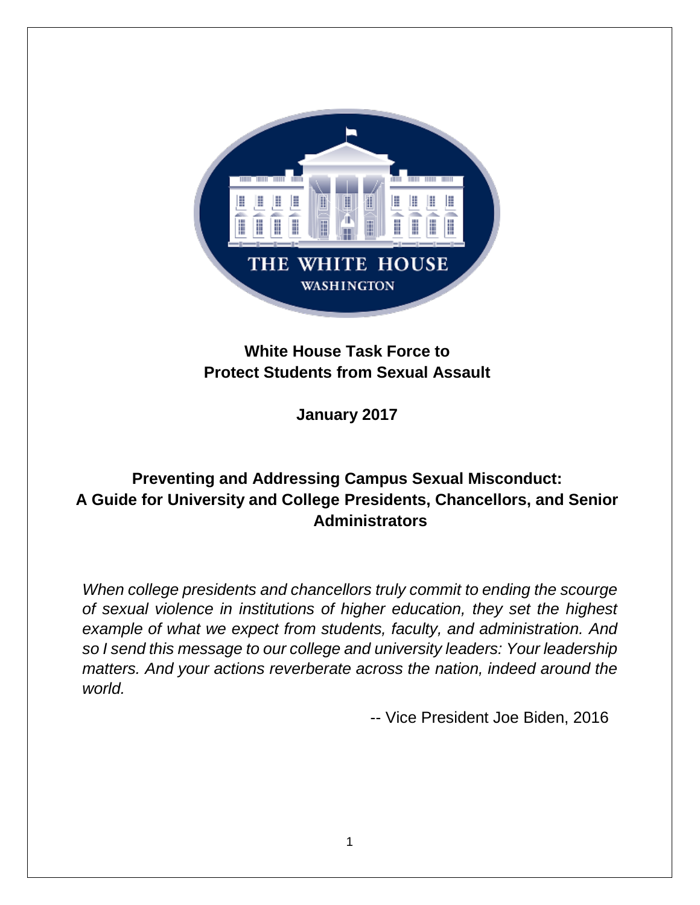THE WHITE HOUSE

WASHINGTON

**White House Task Force to Protect Students from Sexual Assault**

**January 2017**

# Preventing and Addressing Campus Sexual Misconduct: A Guide for University and College Presidents, Chancellors, and Senior Administrators

*When college presidents and chancellors truly commit to ending the scourge of sexual violence in institutions of higher education, they set the highest example of what we expect from students, faculty, and administration. And so I send this message to our college and university leaders: Your leadership matters. And your actions reverberate across the nation, indeed around the world.*

-- Vice President Joe Biden, 2016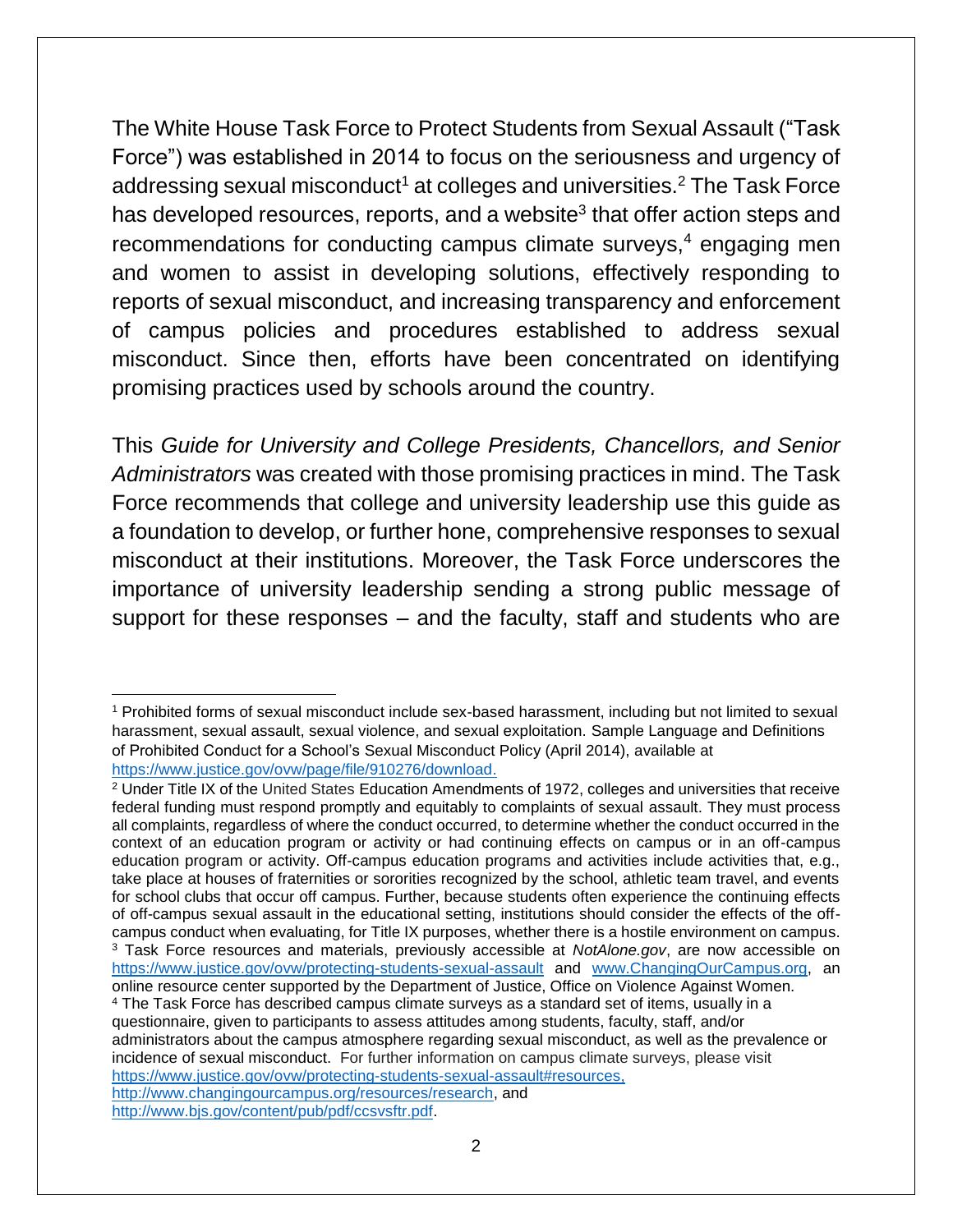The White House Task Force to Protect Students from Sexual Assault ("Task Force") was established in 2014 to focus on the seriousness and urgency of addressing sexual misconduct[1] at colleges and universities.[2] The Task Force has developed resources, reports, and a website[3] that offer action steps and recommendations for conducting campus climate surveys,[4] engaging men and women to assist in developing solutions, effectively responding to reports of sexual misconduct, and increasing transparency and enforcement of campus policies and procedures established to address sexual misconduct. Since then, efforts have been concentrated on identifying promising practices used by schools around the country.

This *Guide for University and College Presidents, Chancellors, and Senior Administrators* was created with those promising practices in mind. The Task Force recommends that college and university leadership use this guide as a foundation to develop, or further hone, comprehensive responses to sexual misconduct at their institutions. Moreover, the Task Force underscores the importance of university leadership sending a strong public message of support for these responses – and the faculty, staff and students who are

---

[1] Prohibited forms of sexual misconduct include sex-based harassment, including but not limited to sexual harassment, sexual assault, sexual violence, and sexual exploitation. Sample Language and Definitions of Prohibited Conduct for a School's Sexual Misconduct Policy (April 2014), available at https://www.justice.gov/ovw/page/file/910276/download.

[2] Under Title IX of the United States Education Amendments of 1972, colleges and universities that receive federal funding must respond promptly and equitably to complaints of sexual assault. They must process all complaints, regardless of where the conduct occurred, to determine whether the conduct occurred in the context of an education program or activity or had continuing effects on campus or in an off-campus education program or activity. Off-campus education programs and activities include activities that, e.g., take place at houses of fraternities or sororities recognized by the school, athletic team travel, and events for school clubs that occur off campus. Further, because students often experience the continuing effects of off-campus sexual assault in the educational setting, institutions should consider the effects of the off-campus conduct when evaluating, for Title IX purposes, whether there is a hostile environment on campus.

[3] Task Force resources and materials, previously accessible at *NotAlone.gov*, are now accessible on https://www.justice.gov/ovw/protecting-students-sexual-assault and www.ChangingOurCampus.org, an online resource center supported by the Department of Justice, Office on Violence Against Women.

[4] The Task Force has described campus climate surveys as a standard set of items, usually in a questionnaire, given to participants to assess attitudes among students, faculty, staff, and/or administrators about the campus atmosphere regarding sexual misconduct, as well as the prevalence or incidence of sexual misconduct. For further information on campus climate surveys, please visit https://www.justice.gov/ovw/protecting-students-sexual-assault#resources, http://www.changingourcampus.org/resources/research, and http://www.bjs.gov/content/pub/pdf/ccsvsftr.pdf.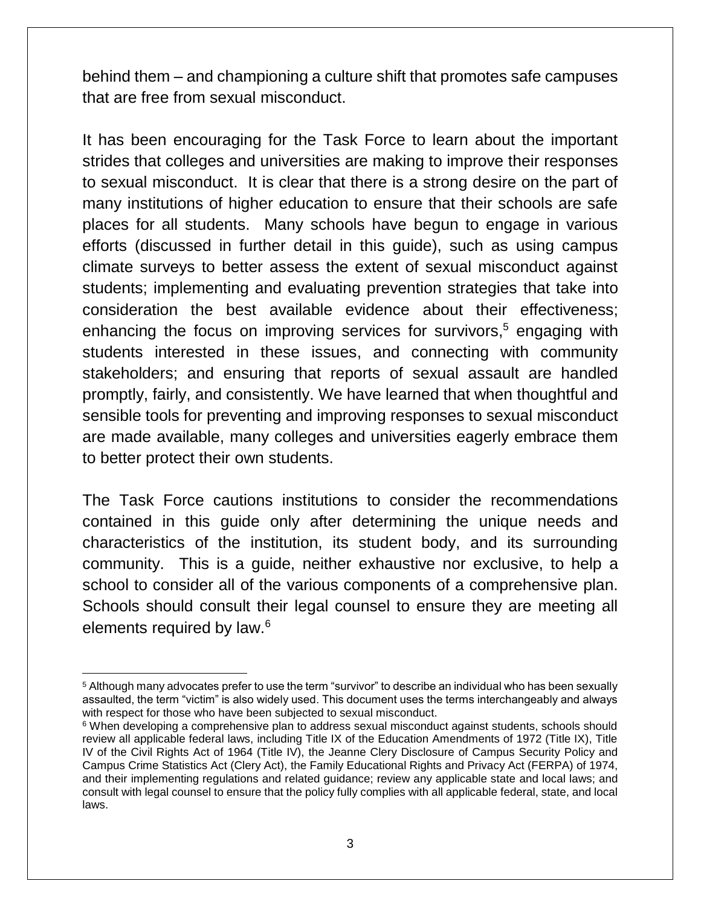behind them – and championing a culture shift that promotes safe campuses that are free from sexual misconduct.

It has been encouraging for the Task Force to learn about the important strides that colleges and universities are making to improve their responses to sexual misconduct. It is clear that there is a strong desire on the part of many institutions of higher education to ensure that their schools are safe places for all students. Many schools have begun to engage in various efforts (discussed in further detail in this guide), such as using campus climate surveys to better assess the extent of sexual misconduct against students; implementing and evaluating prevention strategies that take into consideration the best available evidence about their effectiveness; enhancing the focus on improving services for survivors,[5] engaging with students interested in these issues, and connecting with community stakeholders; and ensuring that reports of sexual assault are handled promptly, fairly, and consistently. We have learned that when thoughtful and sensible tools for preventing and improving responses to sexual misconduct are made available, many colleges and universities eagerly embrace them to better protect their own students.

The Task Force cautions institutions to consider the recommendations contained in this guide only after determining the unique needs and characteristics of the institution, its student body, and its surrounding community. This is a guide, neither exhaustive nor exclusive, to help a school to consider all of the various components of a comprehensive plan. Schools should consult their legal counsel to ensure they are meeting all elements required by law.[6]

---

[5] Although many advocates prefer to use the term "survivor" to describe an individual who has been sexually assaulted, the term "victim" is also widely used. This document uses the terms interchangeably and always with respect for those who have been subjected to sexual misconduct.

[6] When developing a comprehensive plan to address sexual misconduct against students, schools should review all applicable federal laws, including Title IX of the Education Amendments of 1972 (Title IX), Title IV of the Civil Rights Act of 1964 (Title IV), the Jeanne Clery Disclosure of Campus Security Policy and Campus Crime Statistics Act (Clery Act), the Family Educational Rights and Privacy Act (FERPA) of 1974, and their implementing regulations and related guidance; review any applicable state and local laws; and consult with legal counsel to ensure that the policy fully complies with all applicable federal, state, and local laws.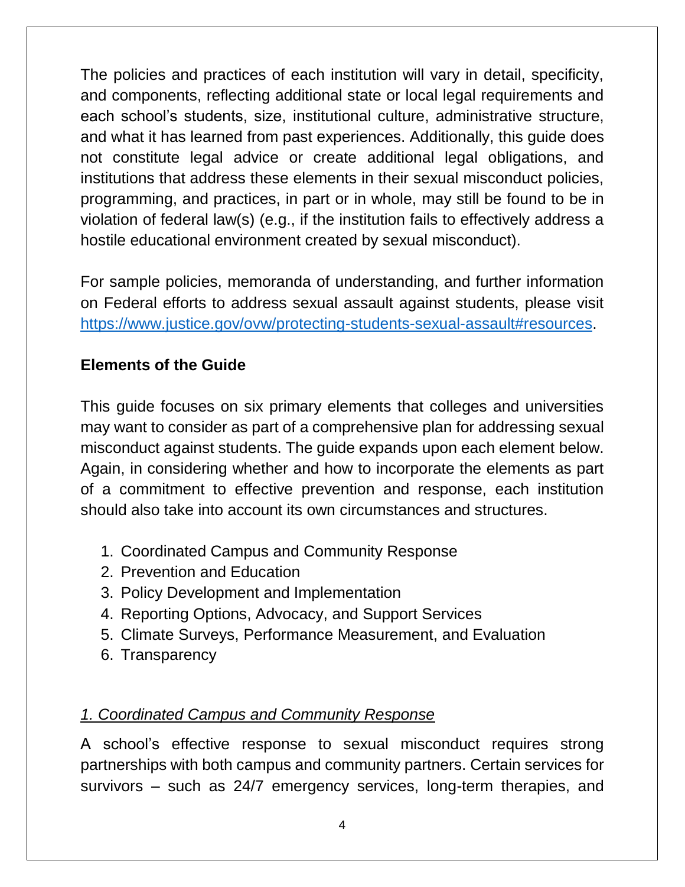The policies and practices of each institution will vary in detail, specificity, and components, reflecting additional state or local legal requirements and each school's students, size, institutional culture, administrative structure, and what it has learned from past experiences. Additionally, this guide does not constitute legal advice or create additional legal obligations, and institutions that address these elements in their sexual misconduct policies, programming, and practices, in part or in whole, may still be found to be in violation of federal law(s) (e.g., if the institution fails to effectively address a hostile educational environment created by sexual misconduct).

For sample policies, memoranda of understanding, and further information on Federal efforts to address sexual assault against students, please visit [https://www.justice.gov/ovw/protecting-students-sexual-assault#resources](https://www.justice.gov/ovw/protecting-students-sexual-assault#resources).

## Elements of the Guide

This guide focuses on six primary elements that colleges and universities may want to consider as part of a comprehensive plan for addressing sexual misconduct against students. The guide expands upon each element below. Again, in considering whether and how to incorporate the elements as part of a commitment to effective prevention and response, each institution should also take into account its own circumstances and structures.

1. Coordinated Campus and Community Response
2. Prevention and Education
3. Policy Development and Implementation
4. Reporting Options, Advocacy, and Support Services
5. Climate Surveys, Performance Measurement, and Evaluation
6. Transparency

### *1. Coordinated Campus and Community Response*

A school's effective response to sexual misconduct requires strong partnerships with both campus and community partners. Certain services for survivors – such as 24/7 emergency services, long-term therapies, and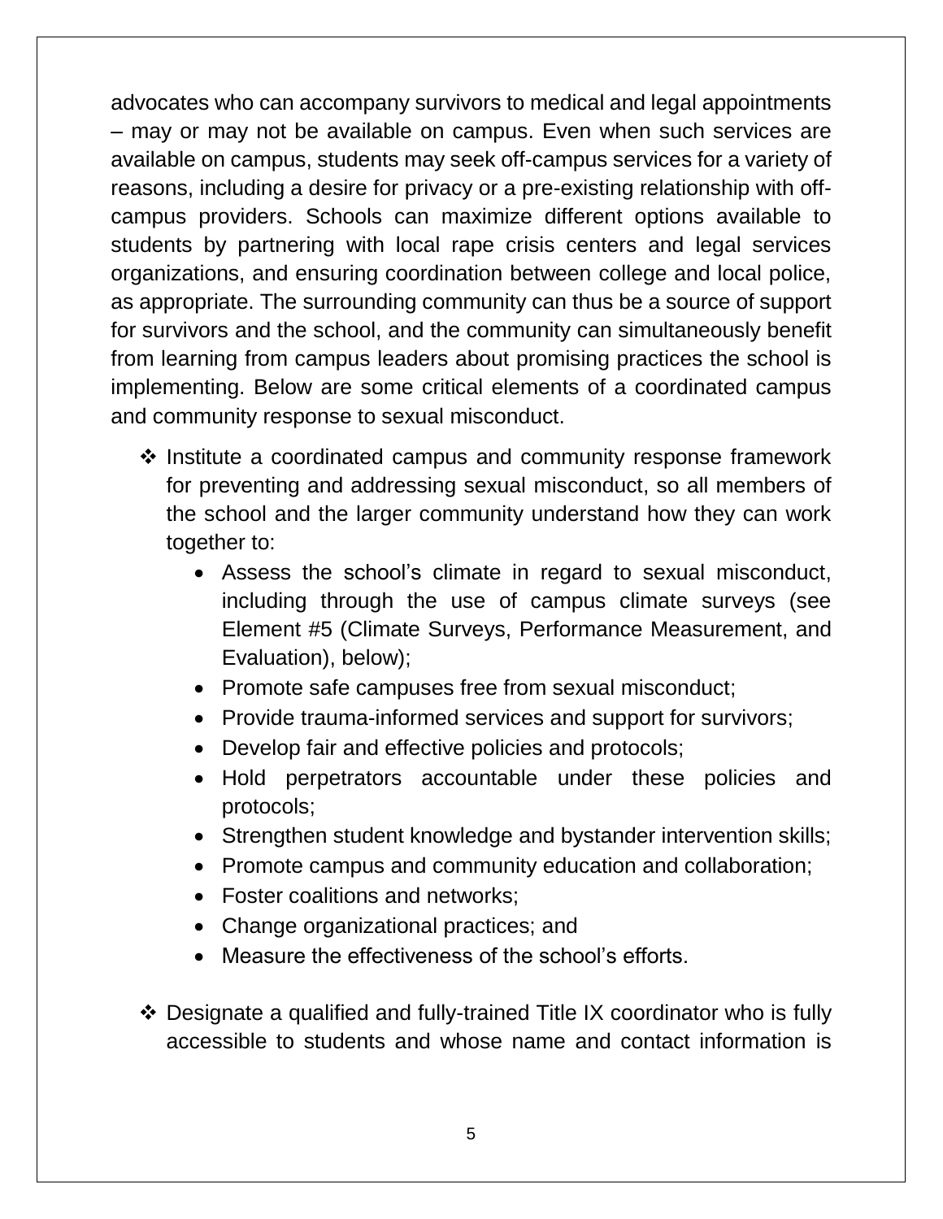advocates who can accompany survivors to medical and legal appointments – may or may not be available on campus. Even when such services are available on campus, students may seek off-campus services for a variety of reasons, including a desire for privacy or a pre-existing relationship with off-campus providers. Schools can maximize different options available to students by partnering with local rape crisis centers and legal services organizations, and ensuring coordination between college and local police, as appropriate. The surrounding community can thus be a source of support for survivors and the school, and the community can simultaneously benefit from learning from campus leaders about promising practices the school is implementing. Below are some critical elements of a coordinated campus and community response to sexual misconduct.

- ❖ Institute a coordinated campus and community response framework for preventing and addressing sexual misconduct, so all members of the school and the larger community understand how they can work together to:
  - Assess the school's climate in regard to sexual misconduct, including through the use of campus climate surveys (see Element #5 (Climate Surveys, Performance Measurement, and Evaluation), below);
  - Promote safe campuses free from sexual misconduct;
  - Provide trauma-informed services and support for survivors;
  - Develop fair and effective policies and protocols;
  - Hold perpetrators accountable under these policies and protocols;
  - Strengthen student knowledge and bystander intervention skills;
  - Promote campus and community education and collaboration;
  - Foster coalitions and networks;
  - Change organizational practices; and
  - Measure the effectiveness of the school's efforts.

- ❖ Designate a qualified and fully-trained Title IX coordinator who is fully accessible to students and whose name and contact information is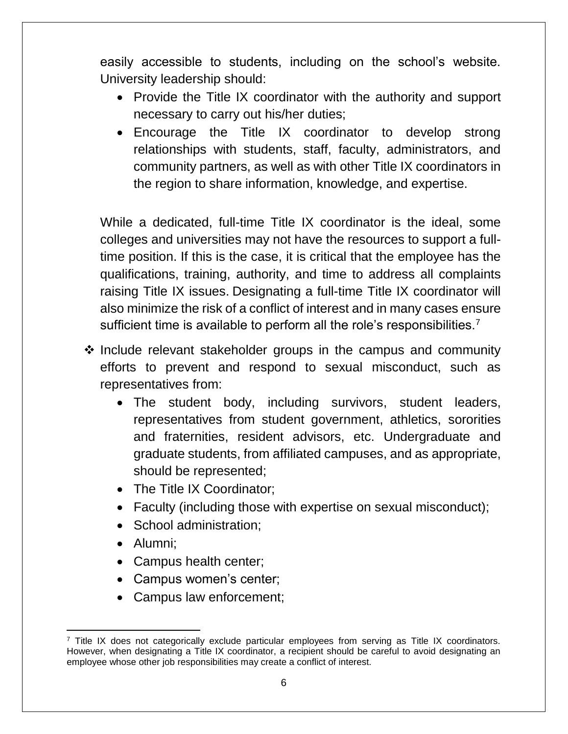easily accessible to students, including on the school's website. University leadership should:

- Provide the Title IX coordinator with the authority and support necessary to carry out his/her duties;
- Encourage the Title IX coordinator to develop strong relationships with students, staff, faculty, administrators, and community partners, as well as with other Title IX coordinators in the region to share information, knowledge, and expertise.

While a dedicated, full-time Title IX coordinator is the ideal, some colleges and universities may not have the resources to support a full-time position. If this is the case, it is critical that the employee has the qualifications, training, authority, and time to address all complaints raising Title IX issues. Designating a full-time Title IX coordinator will also minimize the risk of a conflict of interest and in many cases ensure sufficient time is available to perform all the role's responsibilities.[7]

❖ Include relevant stakeholder groups in the campus and community efforts to prevent and respond to sexual misconduct, such as representatives from:

- The student body, including survivors, student leaders, representatives from student government, athletics, sororities and fraternities, resident advisors, etc. Undergraduate and graduate students, from affiliated campuses, and as appropriate, should be represented;
- The Title IX Coordinator;
- Faculty (including those with expertise on sexual misconduct);
- School administration;
- Alumni;
- Campus health center;
- Campus women's center;
- Campus law enforcement;

[7] Title IX does not categorically exclude particular employees from serving as Title IX coordinators. However, when designating a Title IX coordinator, a recipient should be careful to avoid designating an employee whose other job responsibilities may create a conflict of interest.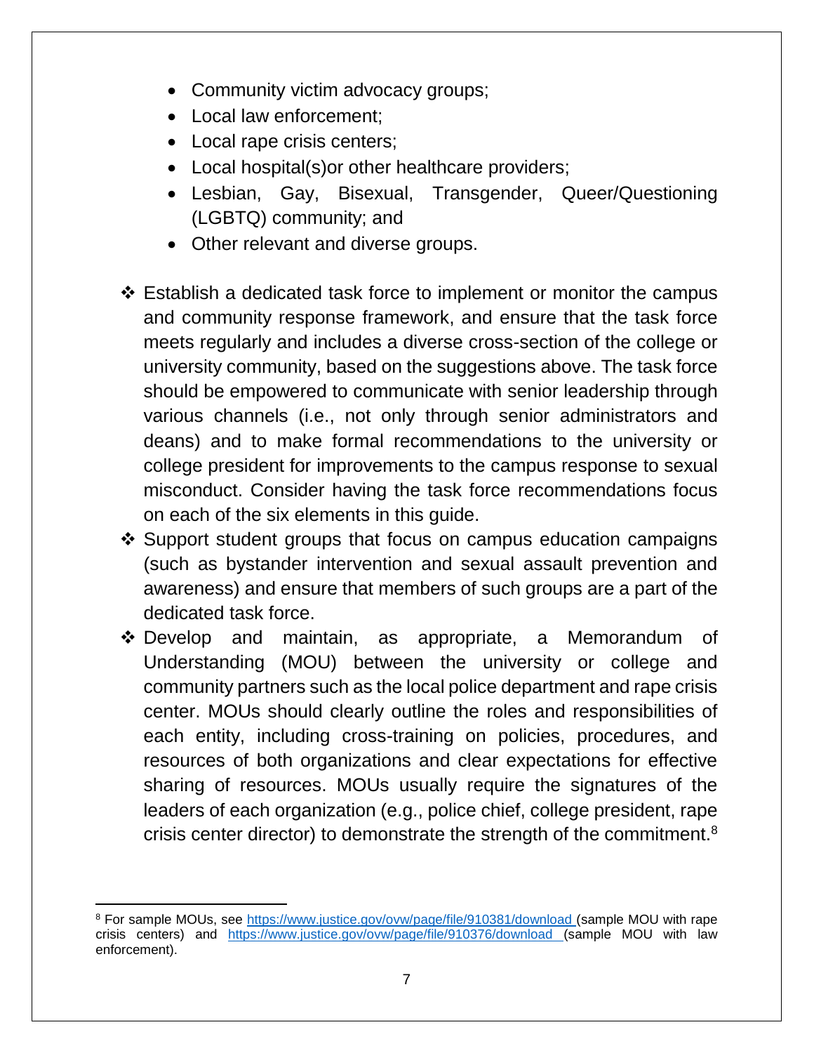- Community victim advocacy groups;
- Local law enforcement;
- Local rape crisis centers;
- Local hospital(s)or other healthcare providers;
- Lesbian, Gay, Bisexual, Transgender, Queer/Questioning (LGBTQ) community; and
- Other relevant and diverse groups.

❖ Establish a dedicated task force to implement or monitor the campus and community response framework, and ensure that the task force meets regularly and includes a diverse cross-section of the college or university community, based on the suggestions above. The task force should be empowered to communicate with senior leadership through various channels (i.e., not only through senior administrators and deans) and to make formal recommendations to the university or college president for improvements to the campus response to sexual misconduct. Consider having the task force recommendations focus on each of the six elements in this guide.

❖ Support student groups that focus on campus education campaigns (such as bystander intervention and sexual assault prevention and awareness) and ensure that members of such groups are a part of the dedicated task force.

❖ Develop and maintain, as appropriate, a Memorandum of Understanding (MOU) between the university or college and community partners such as the local police department and rape crisis center. MOUs should clearly outline the roles and responsibilities of each entity, including cross-training on policies, procedures, and resources of both organizations and clear expectations for effective sharing of resources. MOUs usually require the signatures of the leaders of each organization (e.g., police chief, college president, rape crisis center director) to demonstrate the strength of the commitment.[8]

---

[8] For sample MOUs, see https://www.justice.gov/ovw/page/file/910381/download (sample MOU with rape crisis centers) and https://www.justice.gov/ovw/page/file/910376/download (sample MOU with law enforcement).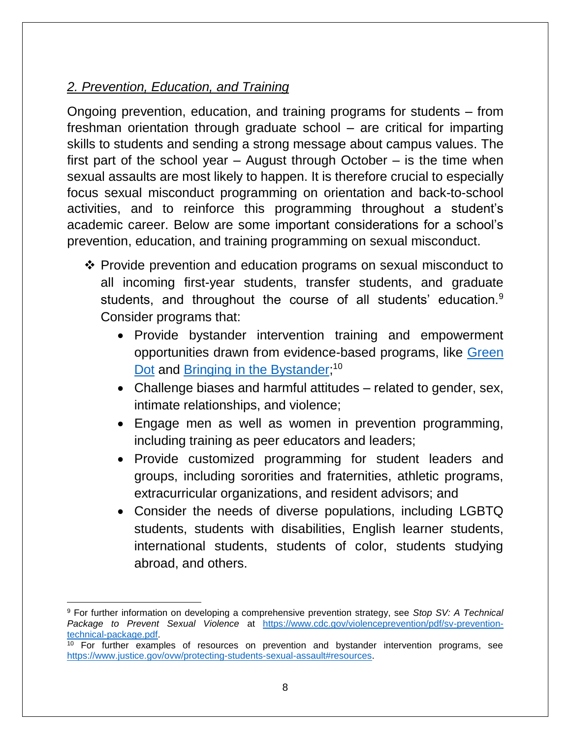## *2. Prevention, Education, and Training*

Ongoing prevention, education, and training programs for students – from freshman orientation through graduate school – are critical for imparting skills to students and sending a strong message about campus values. The first part of the school year – August through October – is the time when sexual assaults are most likely to happen. It is therefore crucial to especially focus sexual misconduct programming on orientation and back-to-school activities, and to reinforce this programming throughout a student's academic career. Below are some important considerations for a school's prevention, education, and training programming on sexual misconduct.

- ❖ Provide prevention and education programs on sexual misconduct to all incoming first-year students, transfer students, and graduate students, and throughout the course of all students' education.[9] Consider programs that:
  - Provide bystander intervention training and empowerment opportunities drawn from evidence-based programs, like Green Dot and Bringing in the Bystander;[10]
  - Challenge biases and harmful attitudes – related to gender, sex, intimate relationships, and violence;
  - Engage men as well as women in prevention programming, including training as peer educators and leaders;
  - Provide customized programming for student leaders and groups, including sororities and fraternities, athletic programs, extracurricular organizations, and resident advisors; and
  - Consider the needs of diverse populations, including LGBTQ students, students with disabilities, English learner students, international students, students of color, students studying abroad, and others.

---

[9] For further information on developing a comprehensive prevention strategy, see *Stop SV: A Technical Package to Prevent Sexual Violence* at https://www.cdc.gov/violenceprevention/pdf/sv-prevention-technical-package.pdf.

[10] For further examples of resources on prevention and bystander intervention programs, see https://www.justice.gov/ovw/protecting-students-sexual-assault#resources.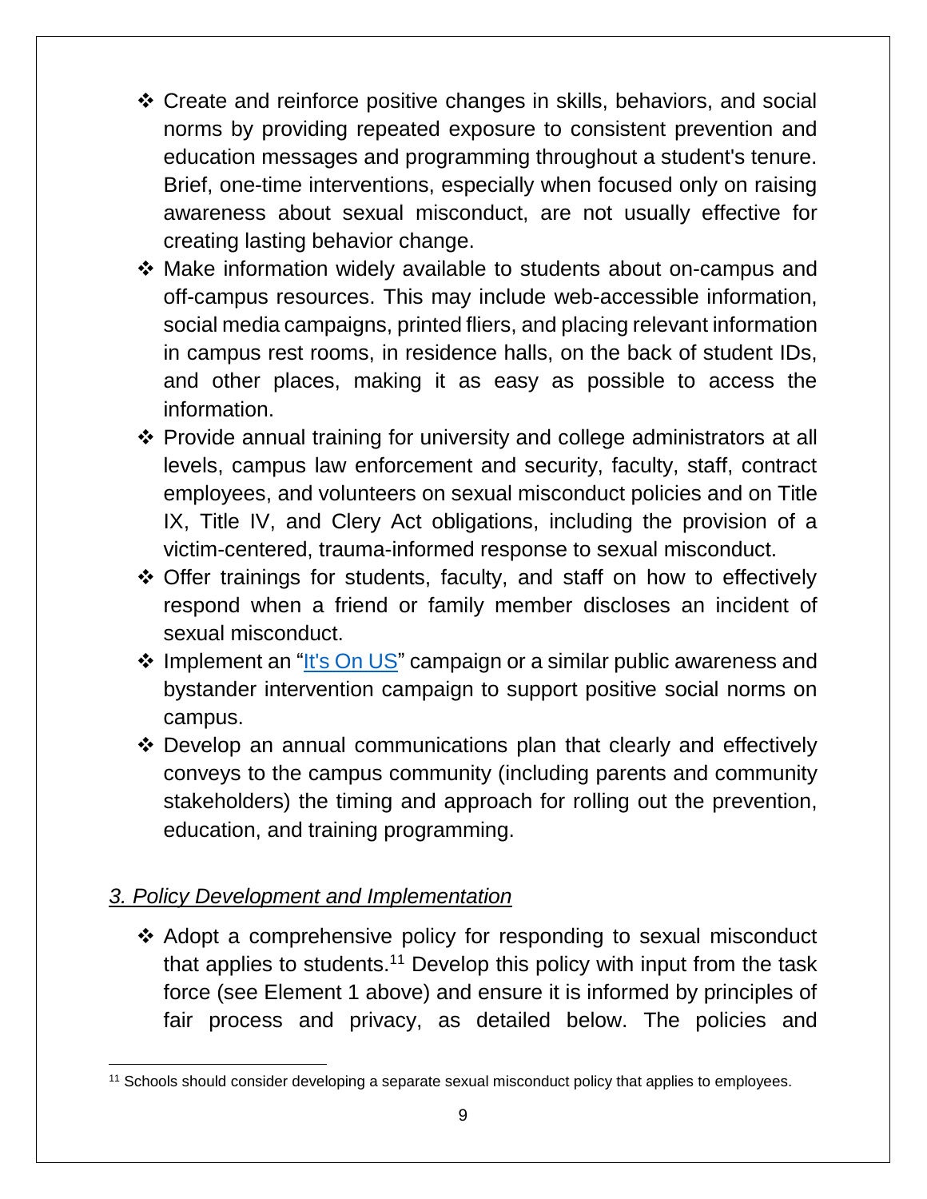- Create and reinforce positive changes in skills, behaviors, and social norms by providing repeated exposure to consistent prevention and education messages and programming throughout a student's tenure. Brief, one-time interventions, especially when focused only on raising awareness about sexual misconduct, are not usually effective for creating lasting behavior change.
- Make information widely available to students about on-campus and off-campus resources. This may include web-accessible information, social media campaigns, printed fliers, and placing relevant information in campus rest rooms, in residence halls, on the back of student IDs, and other places, making it as easy as possible to access the information.
- Provide annual training for university and college administrators at all levels, campus law enforcement and security, faculty, staff, contract employees, and volunteers on sexual misconduct policies and on Title IX, Title IV, and Clery Act obligations, including the provision of a victim-centered, trauma-informed response to sexual misconduct.
- Offer trainings for students, faculty, and staff on how to effectively respond when a friend or family member discloses an incident of sexual misconduct.
- Implement an "It's On US" campaign or a similar public awareness and bystander intervention campaign to support positive social norms on campus.
- Develop an annual communications plan that clearly and effectively conveys to the campus community (including parents and community stakeholders) the timing and approach for rolling out the prevention, education, and training programming.

### *3. Policy Development and Implementation*

- Adopt a comprehensive policy for responding to sexual misconduct that applies to students.[11] Develop this policy with input from the task force (see Element 1 above) and ensure it is informed by principles of fair process and privacy, as detailed below. The policies and

[11] Schools should consider developing a separate sexual misconduct policy that applies to employees.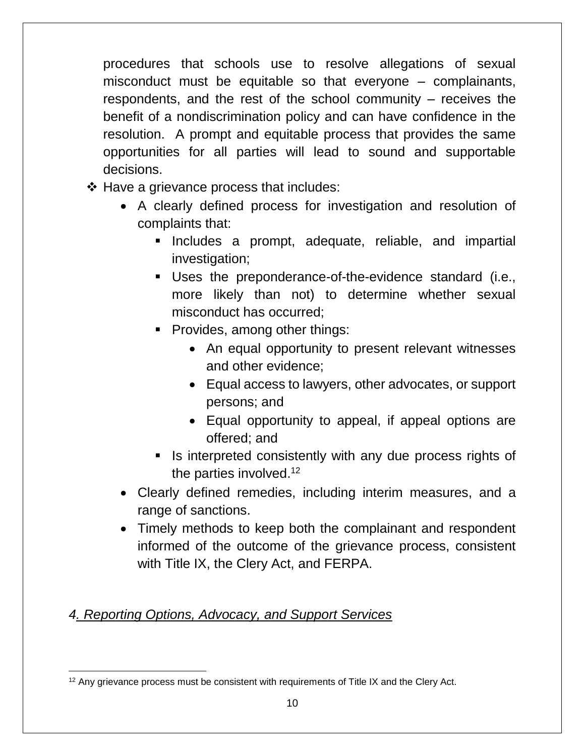procedures that schools use to resolve allegations of sexual misconduct must be equitable so that everyone – complainants, respondents, and the rest of the school community – receives the benefit of a nondiscrimination policy and can have confidence in the resolution. A prompt and equitable process that provides the same opportunities for all parties will lead to sound and supportable decisions.

- Have a grievance process that includes:
  - A clearly defined process for investigation and resolution of complaints that:
    - Includes a prompt, adequate, reliable, and impartial investigation;
    - Uses the preponderance-of-the-evidence standard (i.e., more likely than not) to determine whether sexual misconduct has occurred;
    - Provides, among other things:
      - An equal opportunity to present relevant witnesses and other evidence;
      - Equal access to lawyers, other advocates, or support persons; and
      - Equal opportunity to appeal, if appeal options are offered; and
    - Is interpreted consistently with any due process rights of the parties involved.[12]
  - Clearly defined remedies, including interim measures, and a range of sanctions.
  - Timely methods to keep both the complainant and respondent informed of the outcome of the grievance process, consistent with Title IX, the Clery Act, and FERPA.

### *4. Reporting Options, Advocacy, and Support Services*

[12] Any grievance process must be consistent with requirements of Title IX and the Clery Act.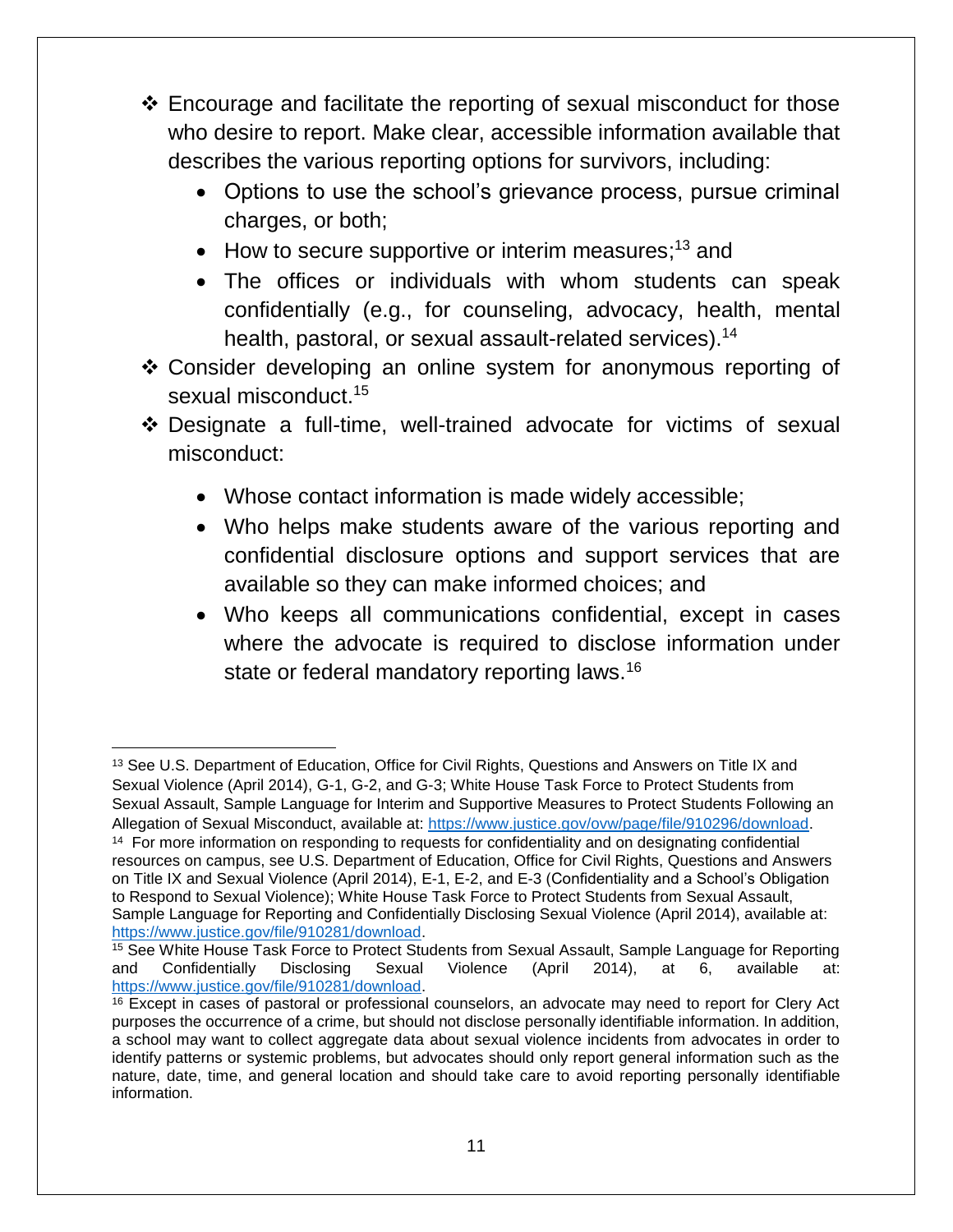- ❖ Encourage and facilitate the reporting of sexual misconduct for those who desire to report. Make clear, accessible information available that describes the various reporting options for survivors, including:
    - Options to use the school's grievance process, pursue criminal charges, or both;
    - How to secure supportive or interim measures;[13] and
    - The offices or individuals with whom students can speak confidentially (e.g., for counseling, advocacy, health, mental health, pastoral, or sexual assault-related services).[14]
- ❖ Consider developing an online system for anonymous reporting of sexual misconduct.[15]
- ❖ Designate a full-time, well-trained advocate for victims of sexual misconduct:
    - Whose contact information is made widely accessible;
    - Who helps make students aware of the various reporting and confidential disclosure options and support services that are available so they can make informed choices; and
    - Who keeps all communications confidential, except in cases where the advocate is required to disclose information under state or federal mandatory reporting laws.[16]

---

[13] See U.S. Department of Education, Office for Civil Rights, Questions and Answers on Title IX and Sexual Violence (April 2014), G-1, G-2, and G-3; White House Task Force to Protect Students from Sexual Assault, Sample Language for Interim and Supportive Measures to Protect Students Following an Allegation of Sexual Misconduct, available at: https://www.justice.gov/ovw/page/file/910296/download.

[14] For more information on responding to requests for confidentiality and on designating confidential resources on campus, see U.S. Department of Education, Office for Civil Rights, Questions and Answers on Title IX and Sexual Violence (April 2014), E-1, E-2, and E-3 (Confidentiality and a School's Obligation to Respond to Sexual Violence); White House Task Force to Protect Students from Sexual Assault, Sample Language for Reporting and Confidentially Disclosing Sexual Violence (April 2014), available at: https://www.justice.gov/file/910281/download.

[15] See White House Task Force to Protect Students from Sexual Assault, Sample Language for Reporting and Confidentially Disclosing Sexual Violence (April 2014), at 6, available at: https://www.justice.gov/file/910281/download.

[16] Except in cases of pastoral or professional counselors, an advocate may need to report for Clery Act purposes the occurrence of a crime, but should not disclose personally identifiable information. In addition, a school may want to collect aggregate data about sexual violence incidents from advocates in order to identify patterns or systemic problems, but advocates should only report general information such as the nature, date, time, and general location and should take care to avoid reporting personally identifiable information.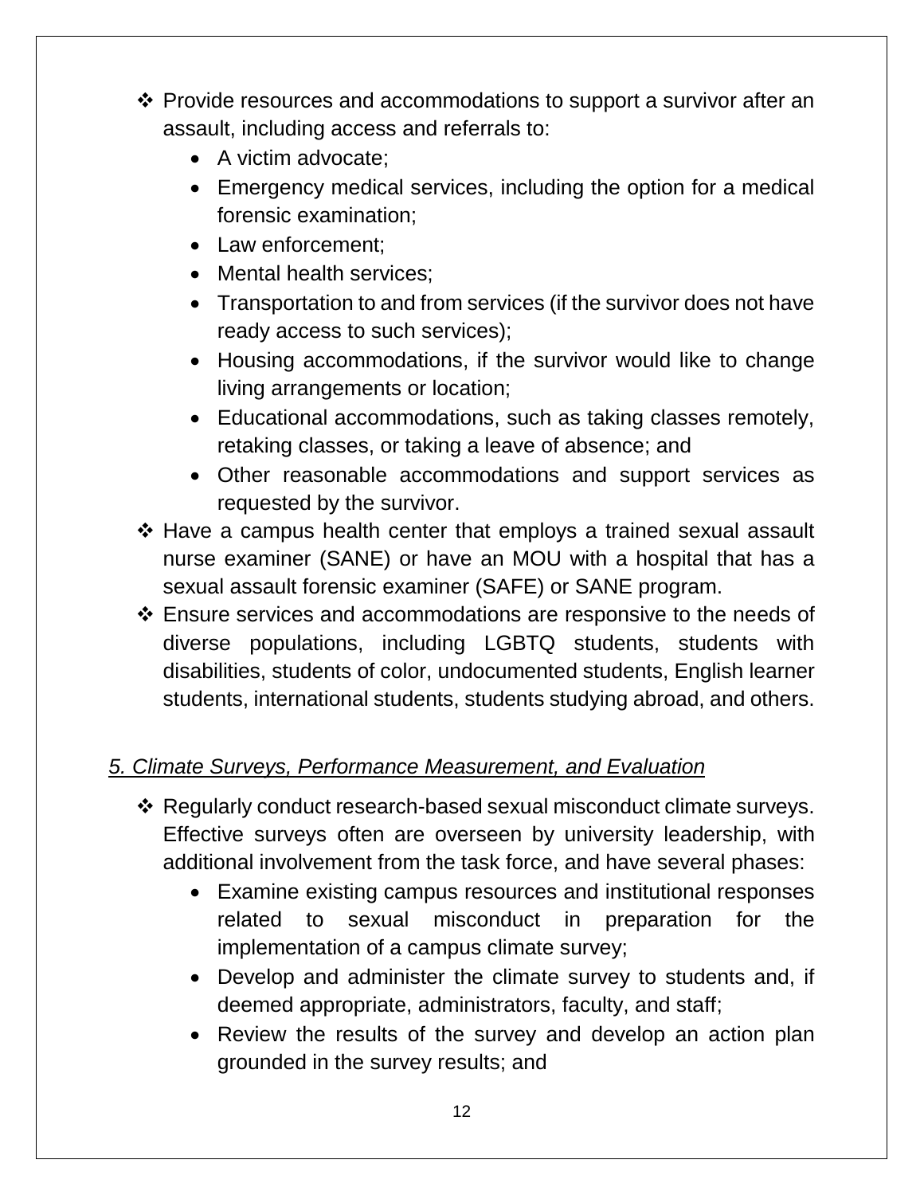- Provide resources and accommodations to support a survivor after an assault, including access and referrals to:
  - A victim advocate;
  - Emergency medical services, including the option for a medical forensic examination;
  - Law enforcement;
  - Mental health services;
  - Transportation to and from services (if the survivor does not have ready access to such services);
  - Housing accommodations, if the survivor would like to change living arrangements or location;
  - Educational accommodations, such as taking classes remotely, retaking classes, or taking a leave of absence; and
  - Other reasonable accommodations and support services as requested by the survivor.
- Have a campus health center that employs a trained sexual assault nurse examiner (SANE) or have an MOU with a hospital that has a sexual assault forensic examiner (SAFE) or SANE program.
- Ensure services and accommodations are responsive to the needs of diverse populations, including LGBTQ students, students with disabilities, students of color, undocumented students, English learner students, international students, students studying abroad, and others.

### *5. Climate Surveys, Performance Measurement, and Evaluation*

- Regularly conduct research-based sexual misconduct climate surveys. Effective surveys often are overseen by university leadership, with additional involvement from the task force, and have several phases:
  - Examine existing campus resources and institutional responses related to sexual misconduct in preparation for the implementation of a campus climate survey;
  - Develop and administer the climate survey to students and, if deemed appropriate, administrators, faculty, and staff;
  - Review the results of the survey and develop an action plan grounded in the survey results; and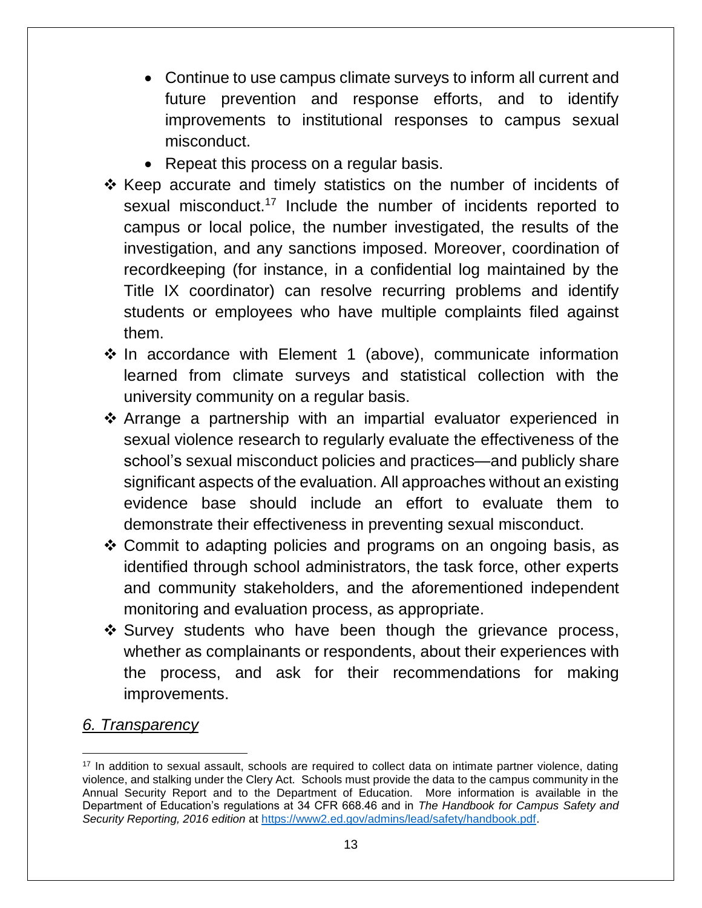- Continue to use campus climate surveys to inform all current and future prevention and response efforts, and to identify improvements to institutional responses to campus sexual misconduct.
  - Repeat this process on a regular basis.

❖ Keep accurate and timely statistics on the number of incidents of sexual misconduct.[17] Include the number of incidents reported to campus or local police, the number investigated, the results of the investigation, and any sanctions imposed. Moreover, coordination of recordkeeping (for instance, in a confidential log maintained by the Title IX coordinator) can resolve recurring problems and identify students or employees who have multiple complaints filed against them.

❖ In accordance with Element 1 (above), communicate information learned from climate surveys and statistical collection with the university community on a regular basis.

❖ Arrange a partnership with an impartial evaluator experienced in sexual violence research to regularly evaluate the effectiveness of the school's sexual misconduct policies and practices—and publicly share significant aspects of the evaluation. All approaches without an existing evidence base should include an effort to evaluate them to demonstrate their effectiveness in preventing sexual misconduct.

❖ Commit to adapting policies and programs on an ongoing basis, as identified through school administrators, the task force, other experts and community stakeholders, and the aforementioned independent monitoring and evaluation process, as appropriate.

❖ Survey students who have been though the grievance process, whether as complainants or respondents, about their experiences with the process, and ask for their recommendations for making improvements.

*6. Transparency*

[17] In addition to sexual assault, schools are required to collect data on intimate partner violence, dating violence, and stalking under the Clery Act. Schools must provide the data to the campus community in the Annual Security Report and to the Department of Education. More information is available in the Department of Education's regulations at 34 CFR 668.46 and in *The Handbook for Campus Safety and Security Reporting, 2016 edition* at https://www2.ed.gov/admins/lead/safety/handbook.pdf.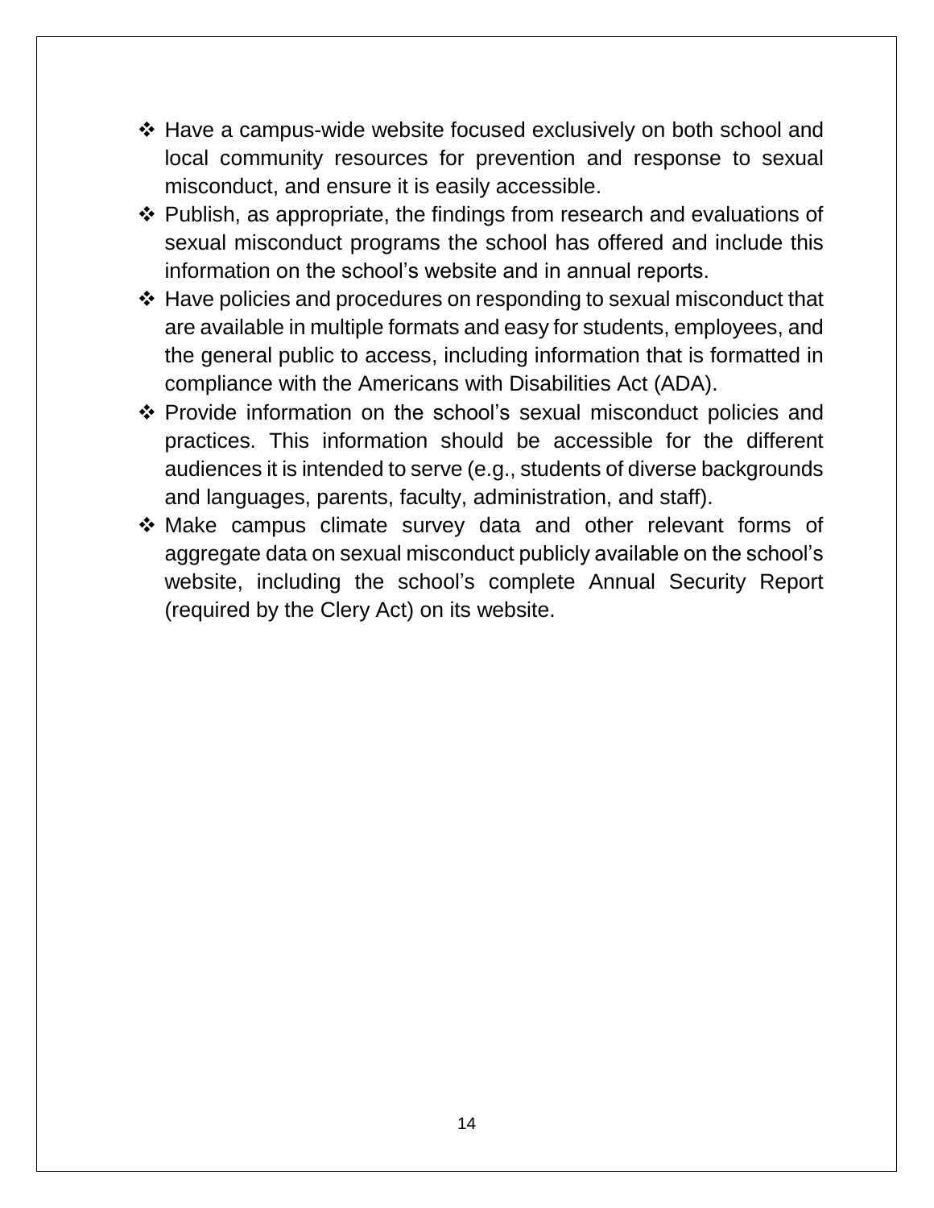- Have a campus-wide website focused exclusively on both school and local community resources for prevention and response to sexual misconduct, and ensure it is easily accessible.
- Publish, as appropriate, the findings from research and evaluations of sexual misconduct programs the school has offered and include this information on the school's website and in annual reports.
- Have policies and procedures on responding to sexual misconduct that are available in multiple formats and easy for students, employees, and the general public to access, including information that is formatted in compliance with the Americans with Disabilities Act (ADA).
- Provide information on the school's sexual misconduct policies and practices. This information should be accessible for the different audiences it is intended to serve (e.g., students of diverse backgrounds and languages, parents, faculty, administration, and staff).
- Make campus climate survey data and other relevant forms of aggregate data on sexual misconduct publicly available on the school's website, including the school's complete Annual Security Report (required by the Clery Act) on its website.